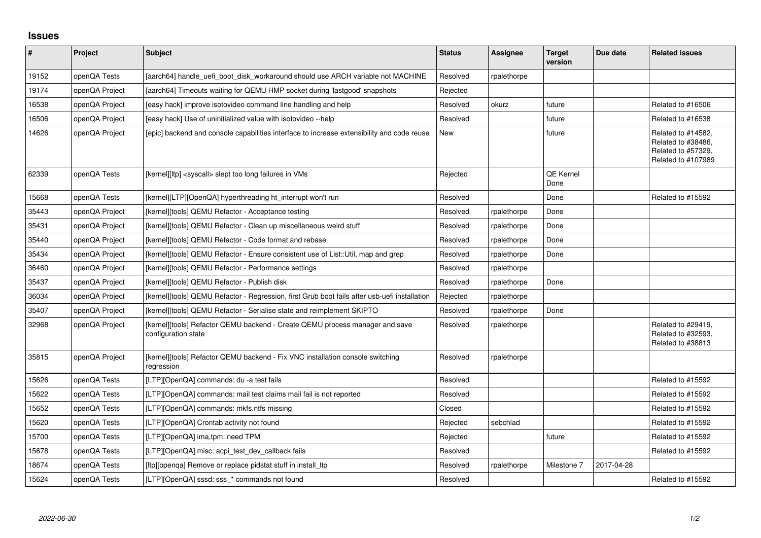# Issues

| # | Project | Subject | Status | Assignee | Target version | Due date | Related issues |
|---|---|---|---|---|---|---|---|
| 19152 | openQA Tests | [aarch64] handle_uefi_boot_disk_workaround should use ARCH variable not MACHINE | Resolved | rpalethorpe | | | |
| 19174 | openQA Project | [aarch64] Timeouts waiting for QEMU HMP socket during 'lastgood' snapshots | Rejected | | | | |
| 16538 | openQA Project | [easy hack] improve isotovideo command line handling and help | Resolved | okurz | future | | Related to #16506 |
| 16506 | openQA Project | [easy hack] Use of uninitialized value with isotovideo --help | Resolved | | future | | Related to #16538 |
| 14626 | openQA Project | [epic] backend and console capabilities interface to increase extensibility and code reuse | New | | future | | Related to #14582, Related to #38486, Related to #57329, Related to #107989 |
| 62339 | openQA Tests | [kernel][ltp] <syscall> slept too long failures in VMs | Rejected | | QE Kernel Done | | |
| 15668 | openQA Tests | [kernel][LTP][OpenQA] hyperthreading ht_interrupt won't run | Resolved | | Done | | Related to #15592 |
| 35443 | openQA Project | [kernel][tools] QEMU Refactor - Acceptance testing | Resolved | rpalethorpe | Done | | |
| 35431 | openQA Project | [kernel][tools] QEMU Refactor - Clean up miscellaneous weird stuff | Resolved | rpalethorpe | Done | | |
| 35440 | openQA Project | [kernel][tools] QEMU Refactor - Code format and rebase | Resolved | rpalethorpe | Done | | |
| 35434 | openQA Project | [kernel][tools] QEMU Refactor - Ensure consistent use of List::Util, map and grep | Resolved | rpalethorpe | Done | | |
| 36460 | openQA Project | [kernel][tools] QEMU Refactor - Performance settings | Resolved | rpalethorpe | | | |
| 35437 | openQA Project | [kernel][tools] QEMU Refactor - Publish disk | Resolved | rpalethorpe | Done | | |
| 36034 | openQA Project | [kernel][tools] QEMU Refactor - Regression, first Grub boot fails after usb-uefi installation | Rejected | rpalethorpe | | | |
| 35407 | openQA Project | [kernel][tools] QEMU Refactor - Serialise state and reimplement SKIPTO | Resolved | rpalethorpe | Done | | |
| 32968 | openQA Project | [kernel][tools] Refactor QEMU backend - Create QEMU process manager and save configuration state | Resolved | rpalethorpe | | | Related to #29419, Related to #32593, Related to #38813 |
| 35815 | openQA Project | [kernel][tools] Refactor QEMU backend - Fix VNC installation console switching regression | Resolved | rpalethorpe | | | |
| 15626 | openQA Tests | [LTP][OpenQA] commands: du -a test fails | Resolved | | | | Related to #15592 |
| 15622 | openQA Tests | [LTP][OpenQA] commands: mail test claims mail fail is not reported | Resolved | | | | Related to #15592 |
| 15652 | openQA Tests | [LTP][OpenQA] commands: mkfs.ntfs missing | Closed | | | | Related to #15592 |
| 15620 | openQA Tests | [LTP][OpenQA] Crontab activity not found | Rejected | sebchlad | | | Related to #15592 |
| 15700 | openQA Tests | [LTP][OpenQA] ima,tpm: need TPM | Rejected | | future | | Related to #15592 |
| 15678 | openQA Tests | [LTP][OpenQA] misc: acpi_test_dev_callback fails | Resolved | | | | Related to #15592 |
| 18674 | openQA Tests | [ltp][openqa] Remove or replace pidstat stuff in install_ltp | Resolved | rpalethorpe | Milestone 7 | 2017-04-28 | |
| 15624 | openQA Tests | [LTP][OpenQA] sssd: sss_* commands not found | Resolved | | | | Related to #15592 |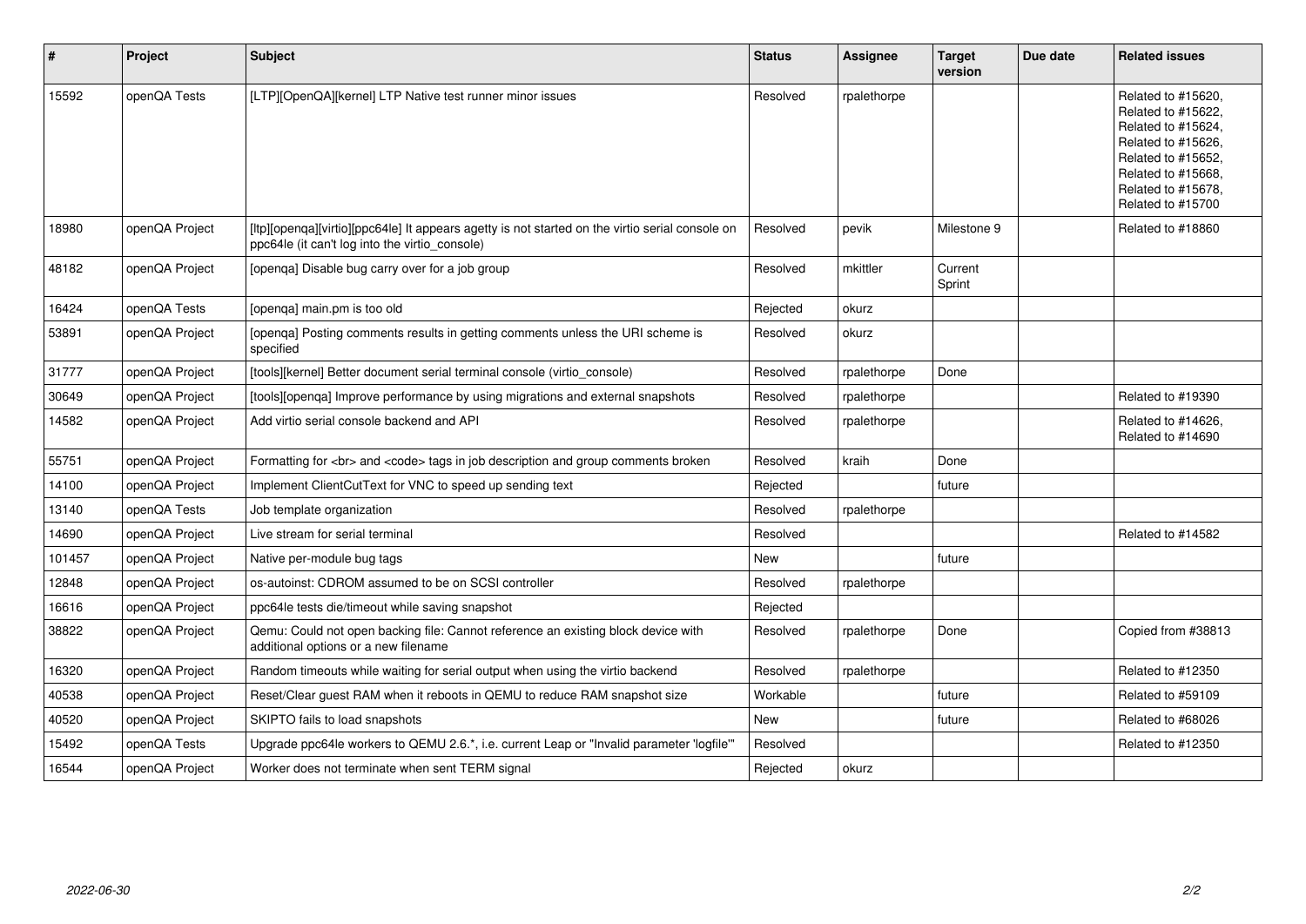| # | Project | Subject | Status | Assignee | Target version | Due date | Related issues |
|---|---|---|---|---|---|---|---|
| 15592 | openQA Tests | [LTP][OpenQA][kernel] LTP Native test runner minor issues | Resolved | rpalethorpe | | | Related to #15620, Related to #15622, Related to #15624, Related to #15626, Related to #15652, Related to #15668, Related to #15678, Related to #15700 |
| 18980 | openQA Project | [ltp][openqa][virtio][ppc64le] It appears agetty is not started on the virtio serial console on ppc64le (it can't log into the virtio_console) | Resolved | pevik | Milestone 9 | | Related to #18860 |
| 48182 | openQA Project | [openqa] Disable bug carry over for a job group | Resolved | mkittler | Current Sprint | | |
| 16424 | openQA Tests | [openqa] main.pm is too old | Rejected | okurz | | | |
| 53891 | openQA Project | [openqa] Posting comments results in getting comments unless the URI scheme is specified | Resolved | okurz | | | |
| 31777 | openQA Project | [tools][kernel] Better document serial terminal console (virtio_console) | Resolved | rpalethorpe | Done | | |
| 30649 | openQA Project | [tools][openqa] Improve performance by using migrations and external snapshots | Resolved | rpalethorpe | | | Related to #19390 |
| 14582 | openQA Project | Add virtio serial console backend and API | Resolved | rpalethorpe | | | Related to #14626, Related to #14690 |
| 55751 | openQA Project | Formatting for <br> and <code> tags in job description and group comments broken | Resolved | kraih | Done | | |
| 14100 | openQA Project | Implement ClientCutText for VNC to speed up sending text | Rejected | | future | | |
| 13140 | openQA Tests | Job template organization | Resolved | rpalethorpe | | | |
| 14690 | openQA Project | Live stream for serial terminal | Resolved | | | | Related to #14582 |
| 101457 | openQA Project | Native per-module bug tags | New | | future | | |
| 12848 | openQA Project | os-autoinst: CDROM assumed to be on SCSI controller | Resolved | rpalethorpe | | | |
| 16616 | openQA Project | ppc64le tests die/timeout while saving snapshot | Rejected | | | | |
| 38822 | openQA Project | Qemu: Could not open backing file: Cannot reference an existing block device with additional options or a new filename | Resolved | rpalethorpe | Done | | Copied from #38813 |
| 16320 | openQA Project | Random timeouts while waiting for serial output when using the virtio backend | Resolved | rpalethorpe | | | Related to #12350 |
| 40538 | openQA Project | Reset/Clear guest RAM when it reboots in QEMU to reduce RAM snapshot size | Workable | | future | | Related to #59109 |
| 40520 | openQA Project | SKIPTO fails to load snapshots | New | | future | | Related to #68026 |
| 15492 | openQA Tests | Upgrade ppc64le workers to QEMU 2.6.*, i.e. current Leap or "Invalid parameter 'logfile'" | Resolved | | | | Related to #12350 |
| 16544 | openQA Project | Worker does not terminate when sent TERM signal | Rejected | okurz | | | |